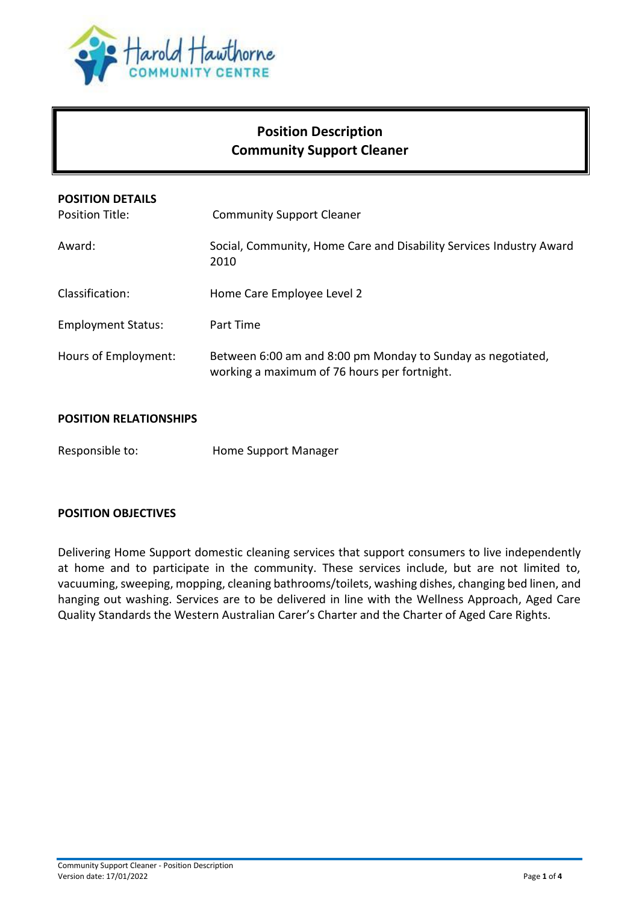# Position Description
## Community Support Cleaner

**POSITION DETAILS**

| | |
|---|---|
| Position Title: | Community Support Cleaner |
| Award: | Social, Community, Home Care and Disability Services Industry Award 2010 |
| Classification: | Home Care Employee Level 2 |
| Employment Status: | Part Time |
| Hours of Employment: | Between 6:00 am and 8:00 pm Monday to Sunday as negotiated, working a maximum of 76 hours per fortnight. |

**POSITION RELATIONSHIPS**

| | |
|---|---|
| Responsible to: | Home Support Manager |

**POSITION OBJECTIVES**

Delivering Home Support domestic cleaning services that support consumers to live independently at home and to participate in the community. These services include, but are not limited to, vacuuming, sweeping, mopping, cleaning bathrooms/toilets, washing dishes, changing bed linen, and hanging out washing. Services are to be delivered in line with the Wellness Approach, Aged Care Quality Standards the Western Australian Carer's Charter and the Charter of Aged Care Rights.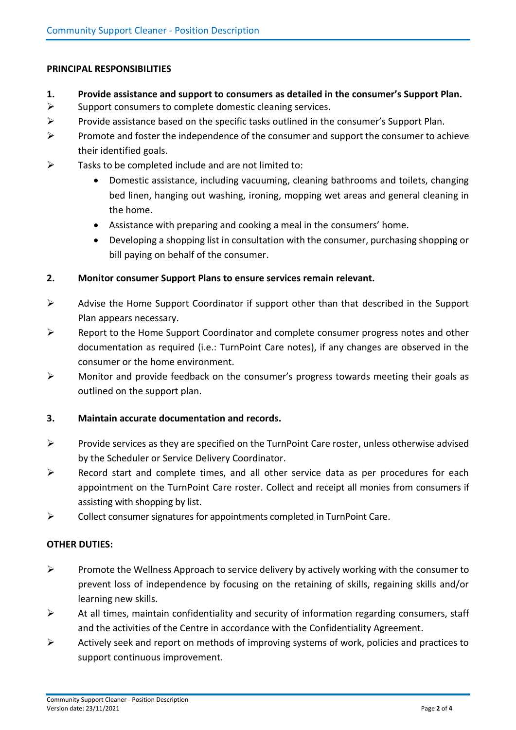## PRINCIPAL RESPONSIBILITIES

**1. Provide assistance and support to consumers as detailed in the consumer's Support Plan.**

- Support consumers to complete domestic cleaning services.
- Provide assistance based on the specific tasks outlined in the consumer's Support Plan.
- Promote and foster the independence of the consumer and support the consumer to achieve their identified goals.
- Tasks to be completed include and are not limited to:
  - Domestic assistance, including vacuuming, cleaning bathrooms and toilets, changing bed linen, hanging out washing, ironing, mopping wet areas and general cleaning in the home.
  - Assistance with preparing and cooking a meal in the consumers' home.
  - Developing a shopping list in consultation with the consumer, purchasing shopping or bill paying on behalf of the consumer.

**2. Monitor consumer Support Plans to ensure services remain relevant.**

- Advise the Home Support Coordinator if support other than that described in the Support Plan appears necessary.
- Report to the Home Support Coordinator and complete consumer progress notes and other documentation as required (i.e.: TurnPoint Care notes), if any changes are observed in the consumer or the home environment.
- Monitor and provide feedback on the consumer's progress towards meeting their goals as outlined on the support plan.

**3. Maintain accurate documentation and records.**

- Provide services as they are specified on the TurnPoint Care roster, unless otherwise advised by the Scheduler or Service Delivery Coordinator.
- Record start and complete times, and all other service data as per procedures for each appointment on the TurnPoint Care roster. Collect and receipt all monies from consumers if assisting with shopping by list.
- Collect consumer signatures for appointments completed in TurnPoint Care.

## OTHER DUTIES:

- Promote the Wellness Approach to service delivery by actively working with the consumer to prevent loss of independence by focusing on the retaining of skills, regaining skills and/or learning new skills.
- At all times, maintain confidentiality and security of information regarding consumers, staff and the activities of the Centre in accordance with the Confidentiality Agreement.
- Actively seek and report on methods of improving systems of work, policies and practices to support continuous improvement.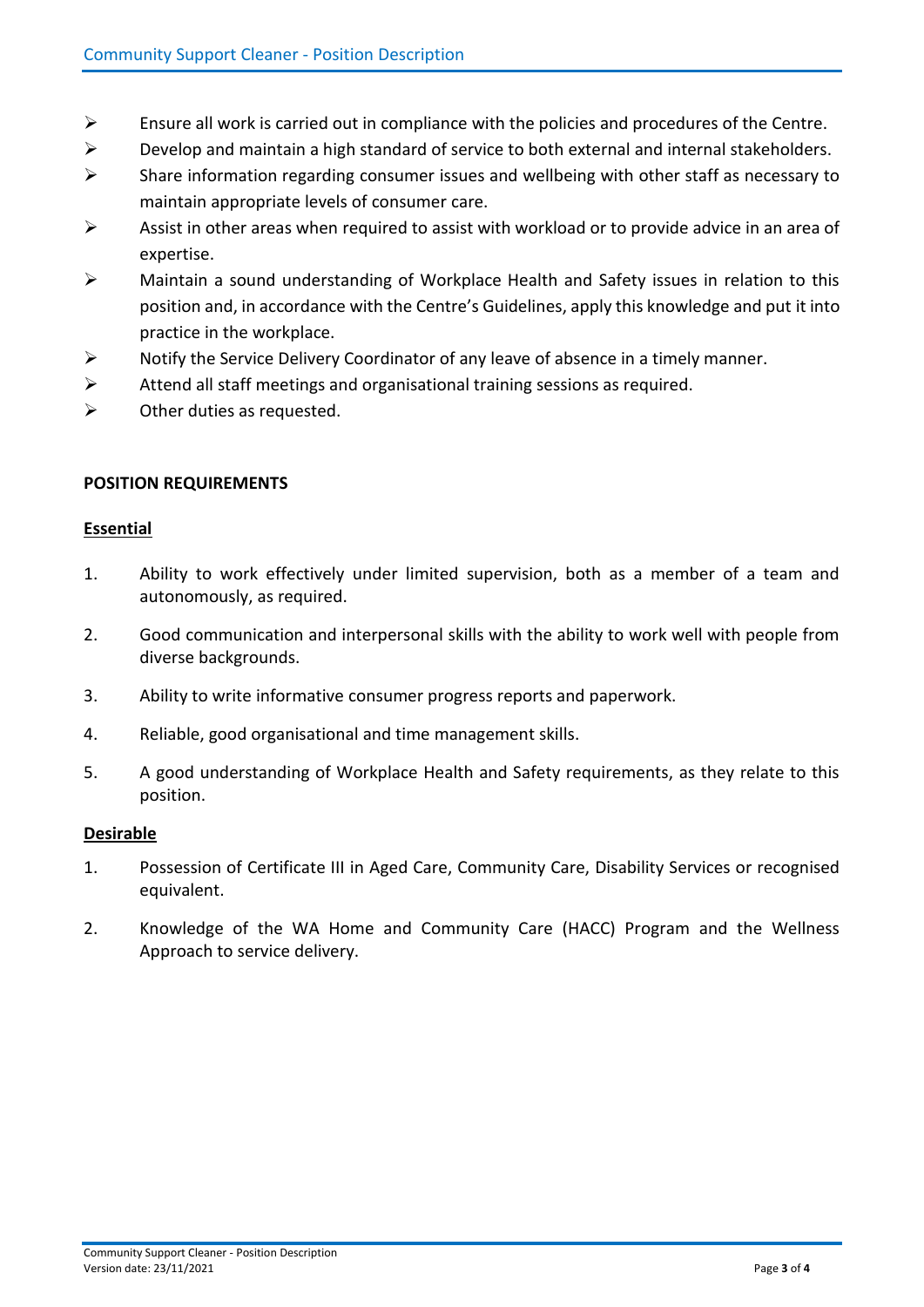- Ensure all work is carried out in compliance with the policies and procedures of the Centre.
- Develop and maintain a high standard of service to both external and internal stakeholders.
- Share information regarding consumer issues and wellbeing with other staff as necessary to maintain appropriate levels of consumer care.
- Assist in other areas when required to assist with workload or to provide advice in an area of expertise.
- Maintain a sound understanding of Workplace Health and Safety issues in relation to this position and, in accordance with the Centre's Guidelines, apply this knowledge and put it into practice in the workplace.
- Notify the Service Delivery Coordinator of any leave of absence in a timely manner.
- Attend all staff meetings and organisational training sessions as required.
- Other duties as requested.

**POSITION REQUIREMENTS**

**Essential**

1. Ability to work effectively under limited supervision, both as a member of a team and autonomously, as required.
2. Good communication and interpersonal skills with the ability to work well with people from diverse backgrounds.
3. Ability to write informative consumer progress reports and paperwork.
4. Reliable, good organisational and time management skills.
5. A good understanding of Workplace Health and Safety requirements, as they relate to this position.

**Desirable**

1. Possession of Certificate III in Aged Care, Community Care, Disability Services or recognised equivalent.
2. Knowledge of the WA Home and Community Care (HACC) Program and the Wellness Approach to service delivery.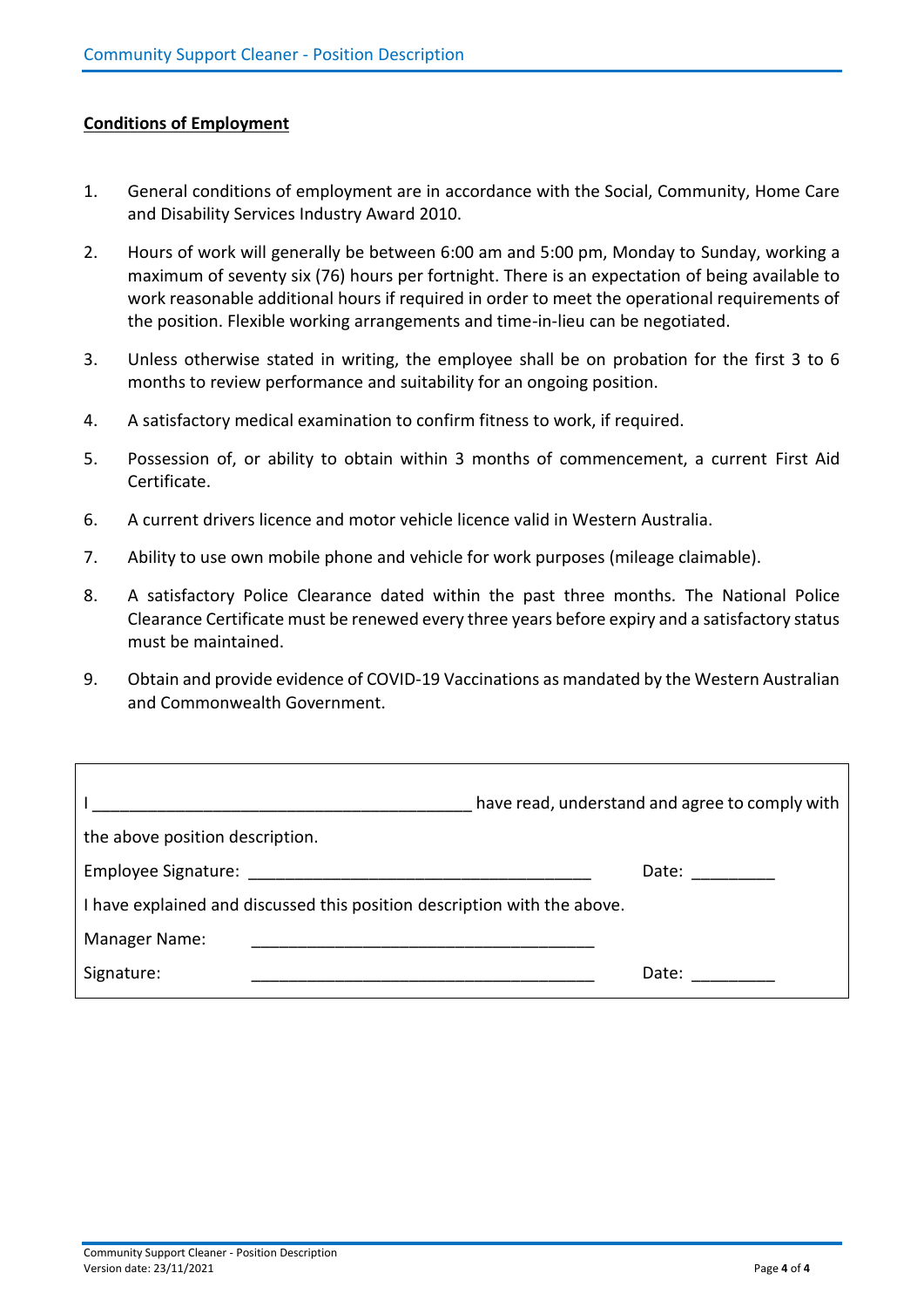**Conditions of Employment**

1. General conditions of employment are in accordance with the Social, Community, Home Care and Disability Services Industry Award 2010.

2. Hours of work will generally be between 6:00 am and 5:00 pm, Monday to Sunday, working a maximum of seventy six (76) hours per fortnight. There is an expectation of being available to work reasonable additional hours if required in order to meet the operational requirements of the position. Flexible working arrangements and time-in-lieu can be negotiated.

3. Unless otherwise stated in writing, the employee shall be on probation for the first 3 to 6 months to review performance and suitability for an ongoing position.

4. A satisfactory medical examination to confirm fitness to work, if required.

5. Possession of, or ability to obtain within 3 months of commencement, a current First Aid Certificate.

6. A current drivers licence and motor vehicle licence valid in Western Australia.

7. Ability to use own mobile phone and vehicle for work purposes (mileage claimable).

8. A satisfactory Police Clearance dated within the past three months. The National Police Clearance Certificate must be renewed every three years before expiry and a satisfactory status must be maintained.

9. Obtain and provide evidence of COVID-19 Vaccinations as mandated by the Western Australian and Commonwealth Government.

I __________________________________________ have read, understand and agree to comply with the above position description.

Employee Signature: _____________________________________ Date: _________

I have explained and discussed this position description with the above.

Manager Name: _____________________________________

Signature: _____________________________________ Date: _________